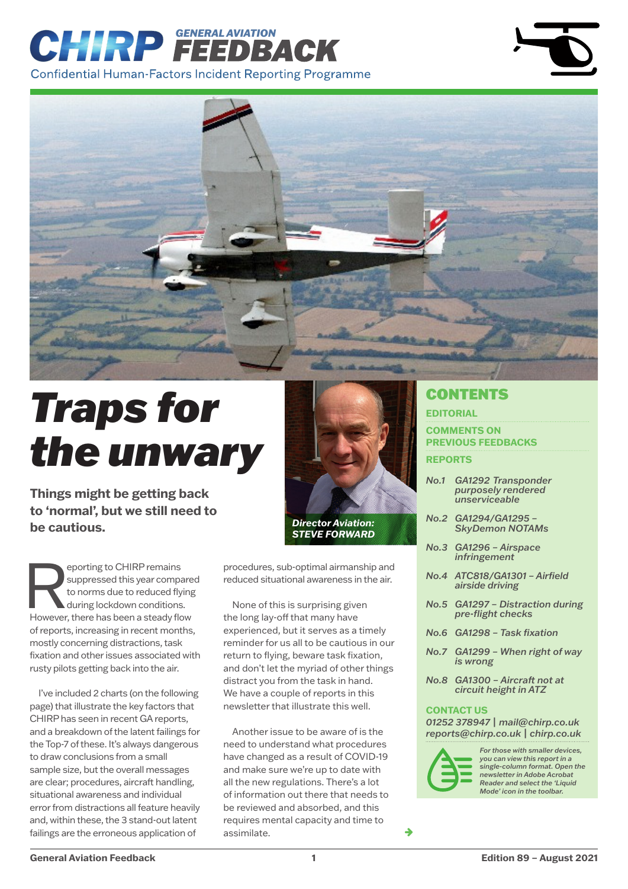# CHIRP GENERAL AVIATION FEEDBACK

Confidential Human-Factors Incident Reporting Programme

# Traps for the unwary

**Things might be getting back to 'normal', but we still need to be cautious.**

*Director Aviation: STEVE FORWARD*

Reporting to CHIRP remains suppressed this year compared to norms due to reduced flying during lockdown conditions. However, there has been a steady flow of reports, increasing in recent months, mostly concerning distractions, task fixation and other issues associated with rusty pilots getting back into the air.

I've included 2 charts (on the following page) that illustrate the key factors that CHIRP has seen in recent GA reports, and a breakdown of the latent failings for the Top-7 of these. It's always dangerous to draw conclusions from a small sample size, but the overall messages are clear; procedures, aircraft handling, situational awareness and individual error from distractions all feature heavily and, within these, the 3 stand-out latent failings are the erroneous application of procedures, sub-optimal airmanship and reduced situational awareness in the air.

None of this is surprising given the long lay-off that many have experienced, but it serves as a timely reminder for us all to be cautious in our return to flying, beware task fixation, and don't let the myriad of other things distract you from the task in hand. We have a couple of reports in this newsletter that illustrate this well.

Another issue to be aware of is the need to understand what procedures have changed as a result of COVID-19 and make sure we're up to date with all the new regulations. There's a lot of information out there that needs to be reviewed and absorbed, and this requires mental capacity and time to assimilate.

## CONTENTS

**EDITORIAL**

**COMMENTS ON PREVIOUS FEEDBACKS**

**REPORTS**

- *No.1 GA1292 Transponder purposely rendered unserviceable*
- *No.2 GA1294/GA1295 – SkyDemon NOTAMs*
- *No.3 GA1296 – Airspace infringement*
- *No.4 ATC818/GA1301 – Airfield airside driving*
- *No.5 GA1297 – Distraction during pre-flight checks*
- *No.6 GA1298 – Task fixation*
- *No.7 GA1299 – When right of way is wrong*
- *No.8 GA1300 – Aircraft not at circuit height in ATZ*

**CONTACT US**

*01252 378947 | mail@chirp.co.uk*
*reports@chirp.co.uk | chirp.co.uk*

*For those with smaller devices, you can view this report in a single-column format. Open the newsletter in Adobe Acrobat Reader and select the 'Liquid Mode' icon in the toolbar.*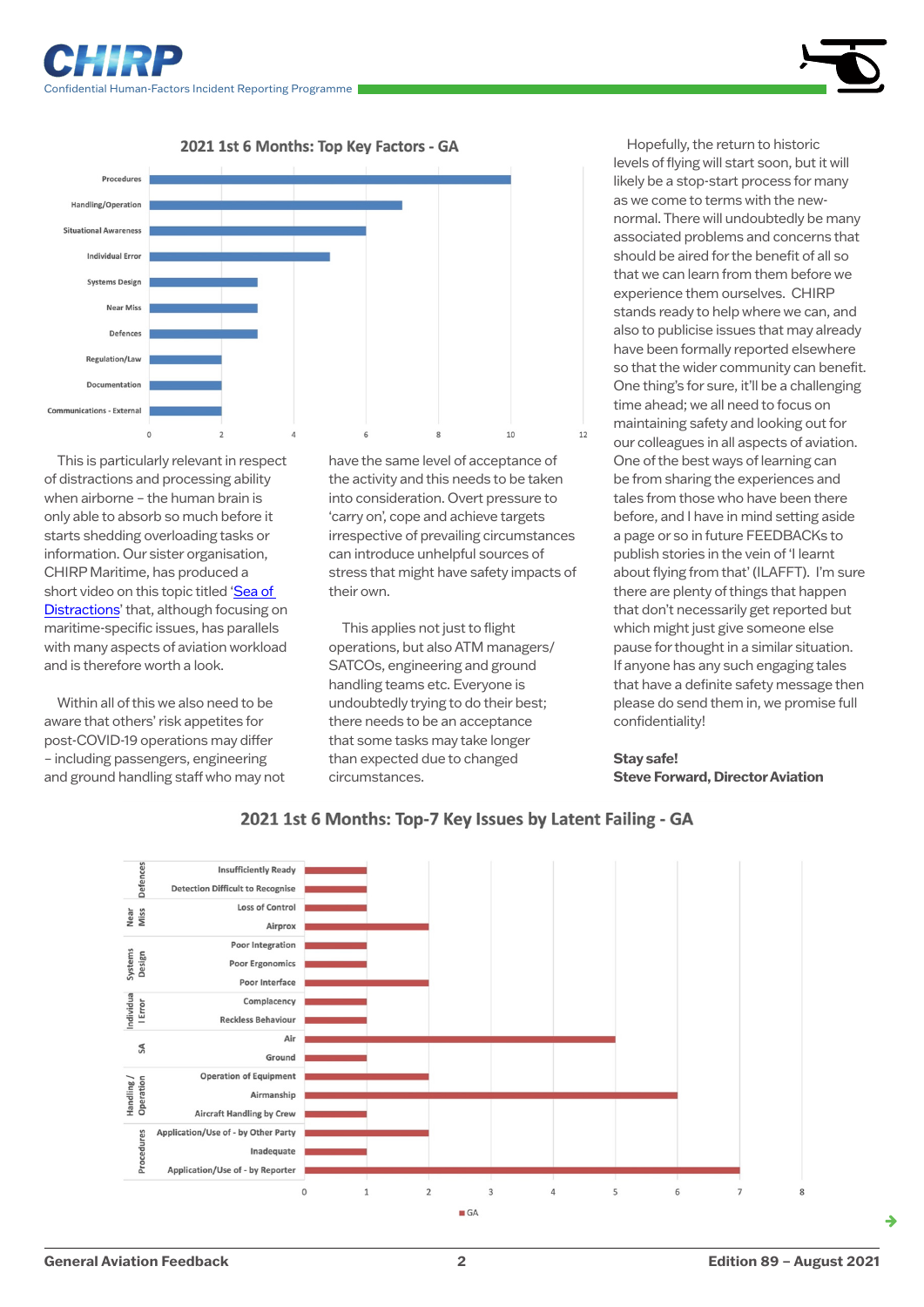## 2021 1st 6 Months: Top Key Factors - GA

| Key Factor | GA |
|---|---|
| Procedures | 10 |
| Handling/Operation | 7 |
| Situational Awareness | 6 |
| Individual Error | 5 |
| Systems Design | 3 |
| Near Miss | 3 |
| Defences | 3 |
| Regulation/Law | 2 |
| Documentation | 2 |
| Communications - External | 2 |

This is particularly relevant in respect of distractions and processing ability when airborne – the human brain is only able to absorb so much before it starts shedding overloading tasks or information. Our sister organisation, CHIRP Maritime, has produced a short video on this topic titled 'Sea of Distractions' that, although focusing on maritime-specific issues, has parallels with many aspects of aviation workload and is therefore worth a look.

Within all of this we also need to be aware that others' risk appetites for post-COVID-19 operations may differ – including passengers, engineering and ground handling staff who may not have the same level of acceptance of the activity and this needs to be taken into consideration. Overt pressure to 'carry on', cope and achieve targets irrespective of prevailing circumstances can introduce unhelpful sources of stress that might have safety impacts of their own.

This applies not just to flight operations, but also ATM managers/ SATCOs, engineering and ground handling teams etc. Everyone is undoubtedly trying to do their best; there needs to be an acceptance that some tasks may take longer than expected due to changed circumstances.

Hopefully, the return to historic levels of flying will start soon, but it will likely be a stop-start process for many as we come to terms with the new-normal. There will undoubtedly be many associated problems and concerns that should be aired for the benefit of all so that we can learn from them before we experience them ourselves. CHIRP stands ready to help where we can, and also to publicise issues that may already have been formally reported elsewhere so that the wider community can benefit. One thing's for sure, it'll be a challenging time ahead; we all need to focus on maintaining safety and looking out for our colleagues in all aspects of aviation. One of the best ways of learning can be from sharing the experiences and tales from those who have been there before, and I have in mind setting aside a page or so in future FEEDBACKs to publish stories in the vein of 'I learnt about flying from that' (ILAFFT). I'm sure there are plenty of things that happen that don't necessarily get reported but which might just give someone else pause for thought in a similar situation. If anyone has any such engaging tales that have a definite safety message then please do send them in, we promise full confidentiality!

**Stay safe!**
**Steve Forward, Director Aviation**

## 2021 1st 6 Months: Top-7 Key Issues by Latent Failing - GA

| Category | Issue | GA |
|---|---|---|
| Defences | Insufficiently Ready | 1 |
| Defences | Detection Difficult to Recognise | 1 |
| Near Miss | Loss of Control | 1 |
| Near Miss | Airprox | 2 |
| Systems Design | Poor Integration | 1 |
| Systems Design | Poor Ergonomics | 1 |
| Systems Design | Poor Interface | 2 |
| Individual Error | Complacency | 1 |
| Individual Error | Reckless Behaviour | 1 |
| SA | Air | 5 |
| SA | Ground | 1 |
| Handling / Operation | Operation of Equipment | 2 |
| Handling / Operation | Airmanship | 6 |
| Handling / Operation | Aircraft Handling by Crew | 1 |
| Procedures | Application/Use of - by Other Party | 2 |
| Procedures | Inadequate | 1 |
| Procedures | Application/Use of - by Reporter | 7 |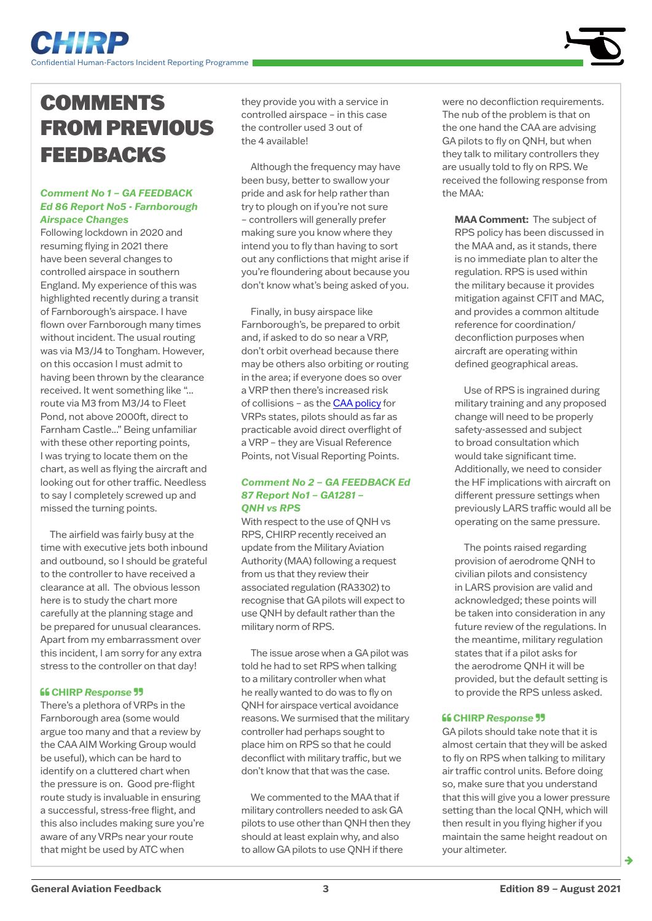# COMMENTS FROM PREVIOUS FEEDBACKS

### *Comment No 1 – GA FEEDBACK Ed 86 Report No5 - Farnborough Airspace Changes*

Following lockdown in 2020 and resuming flying in 2021 there have been several changes to controlled airspace in southern England. My experience of this was highlighted recently during a transit of Farnborough's airspace. I have flown over Farnborough many times without incident. The usual routing was via M3/J4 to Tongham. However, on this occasion I must admit to having been thrown by the clearance received. It went something like "… route via M3 from M3/J4 to Fleet Pond, not above 2000ft, direct to Farnham Castle…" Being unfamiliar with these other reporting points, I was trying to locate them on the chart, as well as flying the aircraft and looking out for other traffic. Needless to say I completely screwed up and missed the turning points.

The airfield was fairly busy at the time with executive jets both inbound and outbound, so I should be grateful to the controller to have received a clearance at all. The obvious lesson here is to study the chart more carefully at the planning stage and be prepared for unusual clearances. Apart from my embarrassment over this incident, I am sorry for any extra stress to the controller on that day!

**"CHIRP Response"**

There's a plethora of VRPs in the Farnborough area (some would argue too many and that a review by the CAA AIM Working Group would be useful), which can be hard to identify on a cluttered chart when the pressure is on. Good pre-flight route study is invaluable in ensuring a successful, stress-free flight, and this also includes making sure you're aware of any VRPs near your route that might be used by ATC when they provide you with a service in controlled airspace – in this case the controller used 3 out of the 4 available!

Although the frequency may have been busy, better to swallow your pride and ask for help rather than try to plough on if you're not sure – controllers will generally prefer making sure you know where they intend you to fly than having to sort out any conflictions that might arise if you're floundering about because you don't know what's being asked of you.

Finally, in busy airspace like Farnborough's, be prepared to orbit and, if asked to do so near a VRP, don't orbit overhead because there may be others also orbiting or routing in the area; if everyone does so over a VRP then there's increased risk of collisions – as the CAA policy for VRPs states, pilots should as far as practicable avoid direct overflight of a VRP – they are Visual Reference Points, not Visual Reporting Points.

### *Comment No 2 – GA FEEDBACK Ed 87 Report No1 – GA1281 – QNH vs RPS*

With respect to the use of QNH vs RPS, CHIRP recently received an update from the Military Aviation Authority (MAA) following a request from us that they review their associated regulation (RA3302) to recognise that GA pilots will expect to use QNH by default rather than the military norm of RPS.

The issue arose when a GA pilot was told he had to set RPS when talking to a military controller when what he really wanted to do was to fly on QNH for airspace vertical avoidance reasons. We surmised that the military controller had perhaps sought to place him on RPS so that he could deconflict with military traffic, but we don't know that that was the case.

We commented to the MAA that if military controllers needed to ask GA pilots to use other than QNH then they should at least explain why, and also to allow GA pilots to use QNH if there were no deconfliction requirements. The nub of the problem is that on the one hand the CAA are advising GA pilots to fly on QNH, but when they talk to military controllers they are usually told to fly on RPS. We received the following response from the MAA:

**MAA Comment:** The subject of RPS policy has been discussed in the MAA and, as it stands, there is no immediate plan to alter the regulation. RPS is used within the military because it provides mitigation against CFIT and MAC, and provides a common altitude reference for coordination/deconfliction purposes when aircraft are operating within defined geographical areas.

Use of RPS is ingrained during military training and any proposed change will need to be properly safety-assessed and subject to broad consultation which would take significant time. Additionally, we need to consider the HF implications with aircraft on different pressure settings when previously LARS traffic would all be operating on the same pressure.

The points raised regarding provision of aerodrome QNH to civilian pilots and consistency in LARS provision are valid and acknowledged; these points will be taken into consideration in any future review of the regulations. In the meantime, military regulation states that if a pilot asks for the aerodrome QNH it will be provided, but the default setting is to provide the RPS unless asked.

**"CHIRP Response"**

GA pilots should take note that it is almost certain that they will be asked to fly on RPS when talking to military air traffic control units. Before doing so, make sure that you understand that this will give you a lower pressure setting than the local QNH, which will then result in you flying higher if you maintain the same height readout on your altimeter.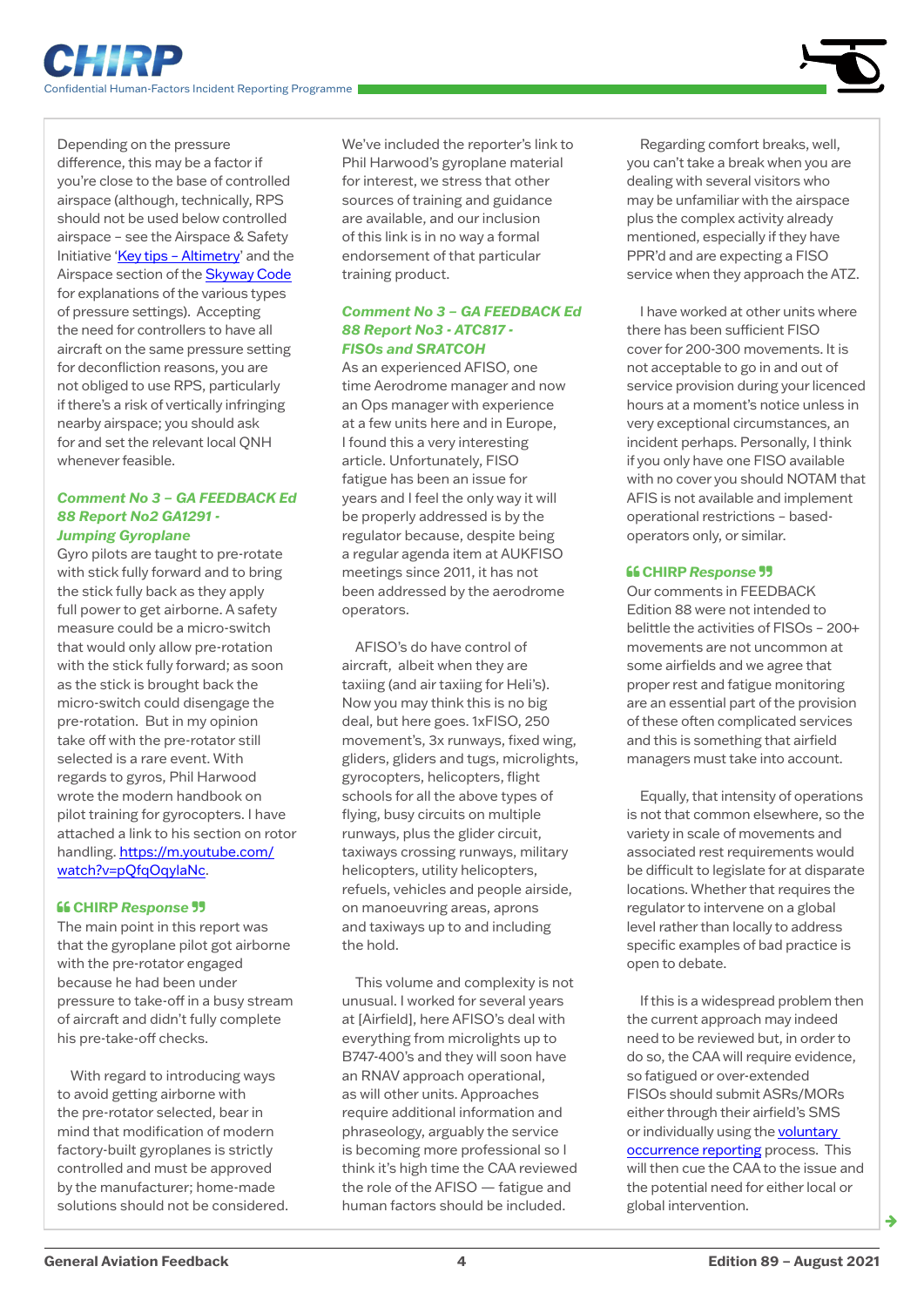Depending on the pressure difference, this may be a factor if you're close to the base of controlled airspace (although, technically, RPS should not be used below controlled airspace – see the Airspace & Safety Initiative 'Key tips – Altimetry' and the Airspace section of the Skyway Code for explanations of the various types of pressure settings). Accepting the need for controllers to have all aircraft on the same pressure setting for deconfliction reasons, you are not obliged to use RPS, particularly if there's a risk of vertically infringing nearby airspace; you should ask for and set the relevant local QNH whenever feasible.

### *Comment No 3 – GA FEEDBACK Ed 88 Report No2 GA1291 - Jumping Gyroplane*

Gyro pilots are taught to pre-rotate with stick fully forward and to bring the stick fully back as they apply full power to get airborne. A safety measure could be a micro-switch that would only allow pre-rotation with the stick fully forward; as soon as the stick is brought back the micro-switch could disengage the pre-rotation. But in my opinion take off with the pre-rotator still selected is a rare event. With regards to gyros, Phil Harwood wrote the modern handbook on pilot training for gyrocopters. I have attached a link to his section on rotor handling. https://m.youtube.com/watch?v=pQfqOqylaNc.

### "CHIRP *Response*"

The main point in this report was that the gyroplane pilot got airborne with the pre-rotator engaged because he had been under pressure to take-off in a busy stream of aircraft and didn't fully complete his pre-take-off checks.

With regard to introducing ways to avoid getting airborne with the pre-rotator selected, bear in mind that modification of modern factory-built gyroplanes is strictly controlled and must be approved by the manufacturer; home-made solutions should not be considered.

We've included the reporter's link to Phil Harwood's gyroplane material for interest, we stress that other sources of training and guidance are available, and our inclusion of this link is in no way a formal endorsement of that particular training product.

### *Comment No 3 – GA FEEDBACK Ed 88 Report No3 - ATC817 - FISOs and SRATCOH*

As an experienced AFISO, one time Aerodrome manager and now an Ops manager with experience at a few units here and in Europe, I found this a very interesting article. Unfortunately, FISO fatigue has been an issue for years and I feel the only way it will be properly addressed is by the regulator because, despite being a regular agenda item at AUKFISO meetings since 2011, it has not been addressed by the aerodrome operators.

AFISO's do have control of aircraft, albeit when they are taxiing (and air taxiing for Heli's). Now you may think this is no big deal, but here goes. 1xFISO, 250 movement's, 3x runways, fixed wing, gliders, gliders and tugs, microlights, gyrocopters, helicopters, flight schools for all the above types of flying, busy circuits on multiple runways, plus the glider circuit, taxiways crossing runways, military helicopters, utility helicopters, refuels, vehicles and people airside, on manoeuvring areas, aprons and taxiways up to and including the hold.

This volume and complexity is not unusual. I worked for several years at [Airfield], here AFISO's deal with everything from microlights up to B747-400's and they will soon have an RNAV approach operational, as will other units. Approaches require additional information and phraseology, arguably the service is becoming more professional so I think it's high time the CAA reviewed the role of the AFISO — fatigue and human factors should be included.

Regarding comfort breaks, well, you can't take a break when you are dealing with several visitors who may be unfamiliar with the airspace plus the complex activity already mentioned, especially if they have PPR'd and are expecting a FISO service when they approach the ATZ.

I have worked at other units where there has been sufficient FISO cover for 200-300 movements. It is not acceptable to go in and out of service provision during your licenced hours at a moment's notice unless in very exceptional circumstances, an incident perhaps. Personally, I think if you only have one FISO available with no cover you should NOTAM that AFIS is not available and implement operational restrictions – based-operators only, or similar.

### "CHIRP *Response*"

Our comments in FEEDBACK Edition 88 were not intended to belittle the activities of FISOs – 200+ movements are not uncommon at some airfields and we agree that proper rest and fatigue monitoring are an essential part of the provision of these often complicated services and this is something that airfield managers must take into account.

Equally, that intensity of operations is not that common elsewhere, so the variety in scale of movements and associated rest requirements would be difficult to legislate for at disparate locations. Whether that requires the regulator to intervene on a global level rather than locally to address specific examples of bad practice is open to debate.

If this is a widespread problem then the current approach may indeed need to be reviewed but, in order to do so, the CAA will require evidence, so fatigued or over-extended FISOs should submit ASRs/MORs either through their airfield's SMS or individually using the voluntary occurrence reporting process. This will then cue the CAA to the issue and the potential need for either local or global intervention.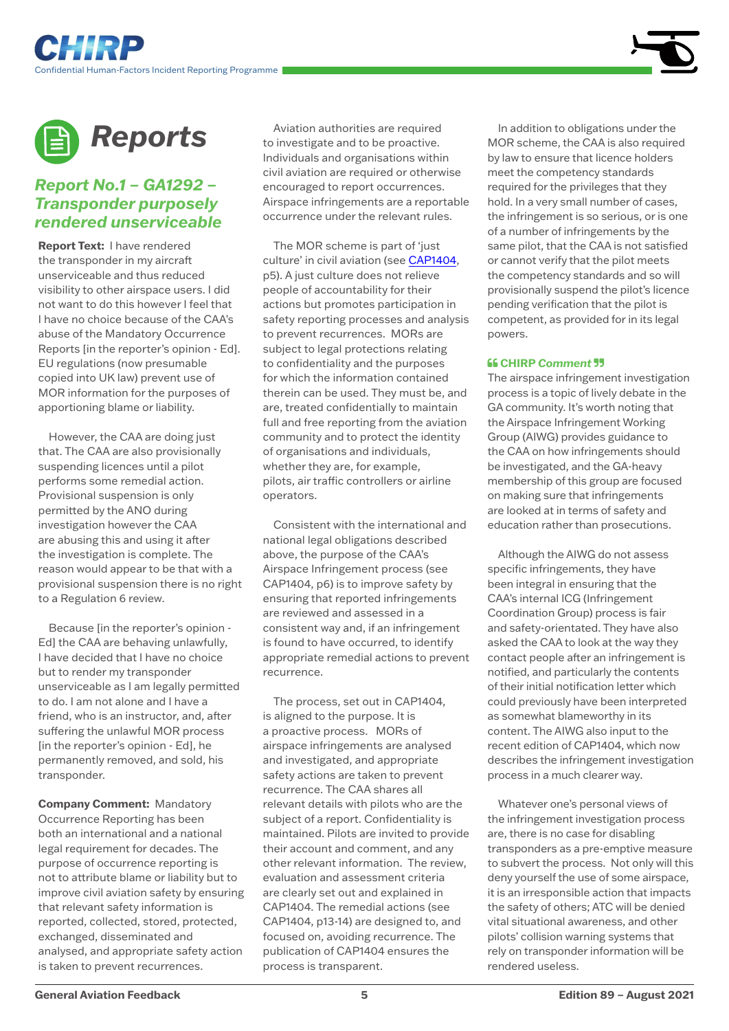# Reports

## Report No.1 – GA1292 – Transponder purposely rendered unserviceable

**Report Text:** I have rendered the transponder in my aircraft unserviceable and thus reduced visibility to other airspace users. I did not want to do this however I feel that I have no choice because of the CAA's abuse of the Mandatory Occurrence Reports [in the reporter's opinion - Ed]. EU regulations (now presumable copied into UK law) prevent use of MOR information for the purposes of apportioning blame or liability.

However, the CAA are doing just that. The CAA are also provisionally suspending licences until a pilot performs some remedial action. Provisional suspension is only permitted by the ANO during investigation however the CAA are abusing this and using it after the investigation is complete. The reason would appear to be that with a provisional suspension there is no right to a Regulation 6 review.

Because [in the reporter's opinion - Ed] the CAA are behaving unlawfully, I have decided that I have no choice but to render my transponder unserviceable as I am legally permitted to do. I am not alone and I have a friend, who is an instructor, and, after suffering the unlawful MOR process [in the reporter's opinion - Ed], he permanently removed, and sold, his transponder.

**Company Comment:** Mandatory Occurrence Reporting has been both an international and a national legal requirement for decades. The purpose of occurrence reporting is not to attribute blame or liability but to improve civil aviation safety by ensuring that relevant safety information is reported, collected, stored, protected, exchanged, disseminated and analysed, and appropriate safety action is taken to prevent recurrences.

Aviation authorities are required to investigate and to be proactive. Individuals and organisations within civil aviation are required or otherwise encouraged to report occurrences. Airspace infringements are a reportable occurrence under the relevant rules.

The MOR scheme is part of 'just culture' in civil aviation (see CAP1404, p5). A just culture does not relieve people of accountability for their actions but promotes participation in safety reporting processes and analysis to prevent recurrences. MORs are subject to legal protections relating to confidentiality and the purposes for which the information contained therein can be used. They must be, and are, treated confidentially to maintain full and free reporting from the aviation community and to protect the identity of organisations and individuals, whether they are, for example, pilots, air traffic controllers or airline operators.

Consistent with the international and national legal obligations described above, the purpose of the CAA's Airspace Infringement process (see CAP1404, p6) is to improve safety by ensuring that reported infringements are reviewed and assessed in a consistent way and, if an infringement is found to have occurred, to identify appropriate remedial actions to prevent recurrence.

The process, set out in CAP1404, is aligned to the purpose. It is a proactive process. MORs of airspace infringements are analysed and investigated, and appropriate safety actions are taken to prevent recurrence. The CAA shares all relevant details with pilots who are the subject of a report. Confidentiality is maintained. Pilots are invited to provide their account and comment, and any other relevant information. The review, evaluation and assessment criteria are clearly set out and explained in CAP1404. The remedial actions (see CAP1404, p13-14) are designed to, and focused on, avoiding recurrence. The publication of CAP1404 ensures the process is transparent.

In addition to obligations under the MOR scheme, the CAA is also required by law to ensure that licence holders meet the competency standards required for the privileges that they hold. In a very small number of cases, the infringement is so serious, or is one of a number of infringements by the same pilot, that the CAA is not satisfied or cannot verify that the pilot meets the competency standards and so will provisionally suspend the pilot's licence pending verification that the pilot is competent, as provided for in its legal powers.

**" CHIRP *Comment* "**

The airspace infringement investigation process is a topic of lively debate in the GA community. It's worth noting that the Airspace Infringement Working Group (AIWG) provides guidance to the CAA on how infringements should be investigated, and the GA-heavy membership of this group are focused on making sure that infringements are looked at in terms of safety and education rather than prosecutions.

Although the AIWG do not assess specific infringements, they have been integral in ensuring that the CAA's internal ICG (Infringement Coordination Group) process is fair and safety-orientated. They have also asked the CAA to look at the way they contact people after an infringement is notified, and particularly the contents of their initial notification letter which could previously have been interpreted as somewhat blameworthy in its content. The AIWG also input to the recent edition of CAP1404, which now describes the infringement investigation process in a much clearer way.

Whatever one's personal views of the infringement investigation process are, there is no case for disabling transponders as a pre-emptive measure to subvert the process. Not only will this deny yourself the use of some airspace, it is an irresponsible action that impacts the safety of others; ATC will be denied vital situational awareness, and other pilots' collision warning systems that rely on transponder information will be rendered useless.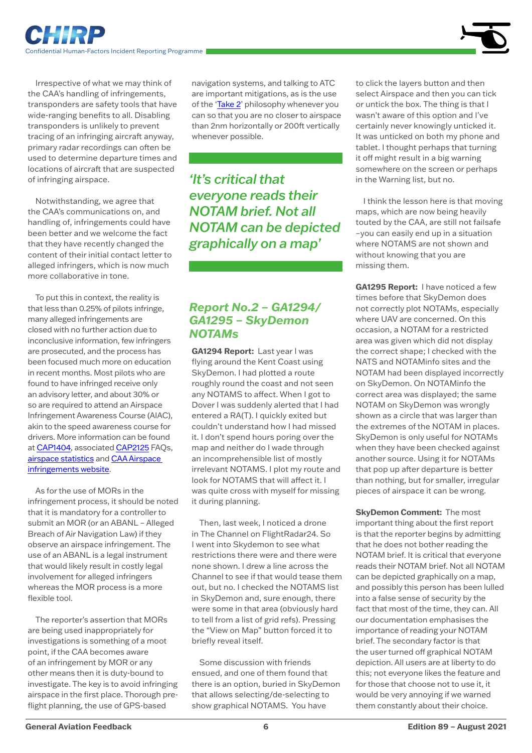Irrespective of what we may think of the CAA's handling of infringements, transponders are safety tools that have wide-ranging benefits to all. Disabling transponders is unlikely to prevent tracing of an infringing aircraft anyway, primary radar recordings can often be used to determine departure times and locations of aircraft that are suspected of infringing airspace.

Notwithstanding, we agree that the CAA's communications on, and handling of, infringements could have been better and we welcome the fact that they have recently changed the content of their initial contact letter to alleged infringers, which is now much more collaborative in tone.

To put this in context, the reality is that less than 0.25% of pilots infringe, many alleged infringements are closed with no further action due to inconclusive information, few infringers are prosecuted, and the process has been focused much more on education in recent months. Most pilots who are found to have infringed receive only an advisory letter, and about 30% or so are required to attend an Airspace Infringement Awareness Course (AIAC), akin to the speed awareness course for drivers. More information can be found at CAP1404, associated CAP2125 FAQs, airspace statistics and CAA Airspace infringements website.

As for the use of MORs in the infringement process, it should be noted that it is mandatory for a controller to submit an MOR (or an ABANL – Alleged Breach of Air Navigation Law) if they observe an airspace infringement. The use of an ABANL is a legal instrument that would likely result in costly legal involvement for alleged infringers whereas the MOR process is a more flexible tool.

The reporter's assertion that MORs are being used inappropriately for investigations is something of a moot point, if the CAA becomes aware of an infringement by MOR or any other means then it is duty-bound to investigate. The key is to avoid infringing airspace in the first place. Thorough pre-flight planning, the use of GPS-based navigation systems, and talking to ATC are important mitigations, as is the use of the 'Take 2' philosophy whenever you can so that you are no closer to airspace than 2nm horizontally or 200ft vertically whenever possible.

> *'It's critical that everyone reads their NOTAM brief. Not all NOTAM can be depicted graphically on a map'*

## *Report No.2 – GA1294/ GA1295 – SkyDemon NOTAMs*

**GA1294 Report:** Last year I was flying around the Kent Coast using SkyDemon. I had plotted a route roughly round the coast and not seen any NOTAMS to affect. When I got to Dover I was suddenly alerted that I had entered a RA(T). I quickly exited but couldn't understand how I had missed it. I don't spend hours poring over the map and neither do I wade through an incomprehensible list of mostly irrelevant NOTAMS. I plot my route and look for NOTAMS that will affect it. I was quite cross with myself for missing it during planning.

Then, last week, I noticed a drone in The Channel on FlightRadar24. So I went into Skydemon to see what restrictions there were and there were none shown. I drew a line across the Channel to see if that would tease them out, but no. I checked the NOTAMS list in SkyDemon and, sure enough, there were some in that area (obviously hard to tell from a list of grid refs). Pressing the "View on Map" button forced it to briefly reveal itself.

Some discussion with friends ensued, and one of them found that there is an option, buried in SkyDemon that allows selecting/de-selecting to show graphical NOTAMS. You have to click the layers button and then select Airspace and then you can tick or untick the box. The thing is that I wasn't aware of this option and I've certainly never knowingly unticked it. It was unticked on both my phone and tablet. I thought perhaps that turning it off might result in a big warning somewhere on the screen or perhaps in the Warning list, but no.

I think the lesson here is that moving maps, which are now being heavily touted by the CAA, are still not failsafe –you can easily end up in a situation where NOTAMS are not shown and without knowing that you are missing them.

**GA1295 Report:** I have noticed a few times before that SkyDemon does not correctly plot NOTAMs, especially where UAV are concerned. On this occasion, a NOTAM for a restricted area was given which did not display the correct shape; I checked with the NATS and NOTAMinfo sites and the NOTAM had been displayed incorrectly on SkyDemon. On NOTAMinfo the correct area was displayed; the same NOTAM on SkyDemon was wrongly shown as a circle that was larger than the extremes of the NOTAM in places. SkyDemon is only useful for NOTAMs when they have been checked against another source. Using it for NOTAMs that pop up after departure is better than nothing, but for smaller, irregular pieces of airspace it can be wrong.

**SkyDemon Comment:** The most important thing about the first report is that the reporter begins by admitting that he does not bother reading the NOTAM brief. It is critical that everyone reads their NOTAM brief. Not all NOTAM can be depicted graphically on a map, and possibly this person has been lulled into a false sense of security by the fact that most of the time, they can. All our documentation emphasises the importance of reading your NOTAM brief. The secondary factor is that the user turned off graphical NOTAM depiction. All users are at liberty to do this; not everyone likes the feature and for those that choose not to use it, it would be very annoying if we warned them constantly about their choice.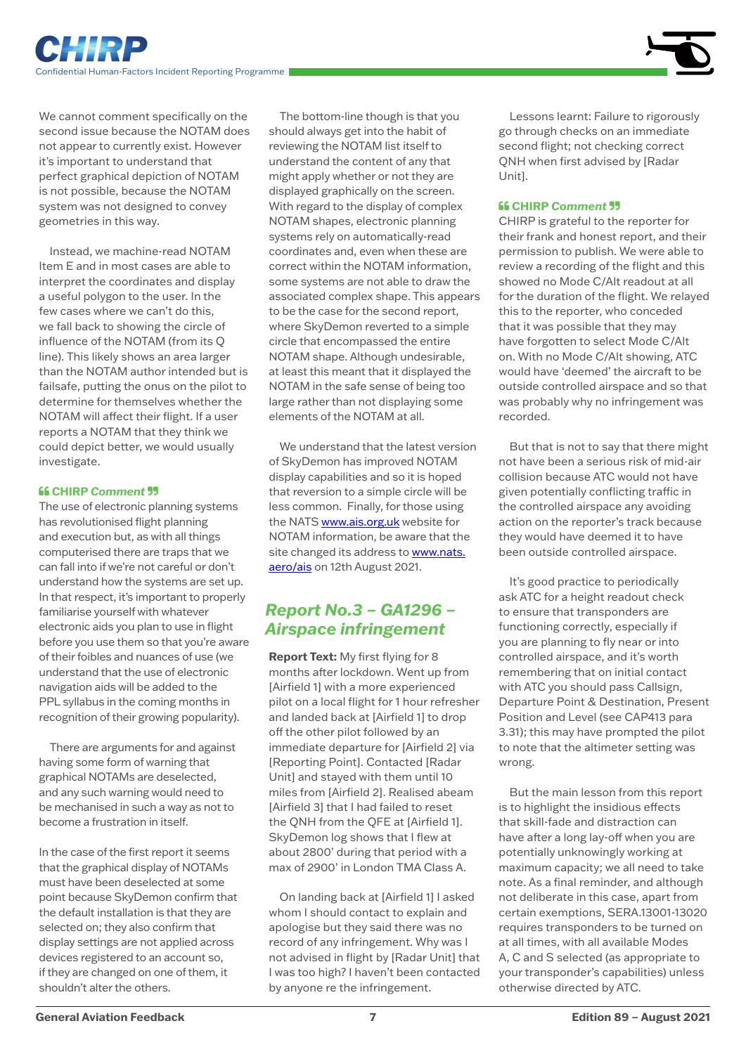We cannot comment specifically on the second issue because the NOTAM does not appear to currently exist. However it's important to understand that perfect graphical depiction of NOTAM is not possible, because the NOTAM system was not designed to convey geometries in this way.

Instead, we machine-read NOTAM Item E and in most cases are able to interpret the coordinates and display a useful polygon to the user. In the few cases where we can't do this, we fall back to showing the circle of influence of the NOTAM (from its Q line). This likely shows an area larger than the NOTAM author intended but is failsafe, putting the onus on the pilot to determine for themselves whether the NOTAM will affect their flight. If a user reports a NOTAM that they think we could depict better, we would usually investigate.

#### CHIRP *Comment*

The use of electronic planning systems has revolutionised flight planning and execution but, as with all things computerised there are traps that we can fall into if we're not careful or don't understand how the systems are set up. In that respect, it's important to properly familiarise yourself with whatever electronic aids you plan to use in flight before you use them so that you're aware of their foibles and nuances of use (we understand that the use of electronic navigation aids will be added to the PPL syllabus in the coming months in recognition of their growing popularity).

There are arguments for and against having some form of warning that graphical NOTAMs are deselected, and any such warning would need to be mechanised in such a way as not to become a frustration in itself.

In the case of the first report it seems that the graphical display of NOTAMs must have been deselected at some point because SkyDemon confirm that the default installation is that they are selected on; they also confirm that display settings are not applied across devices registered to an account so, if they are changed on one of them, it shouldn't alter the others.

The bottom-line though is that you should always get into the habit of reviewing the NOTAM list itself to understand the content of any that might apply whether or not they are displayed graphically on the screen. With regard to the display of complex NOTAM shapes, electronic planning systems rely on automatically-read coordinates and, even when these are correct within the NOTAM information, some systems are not able to draw the associated complex shape. This appears to be the case for the second report, where SkyDemon reverted to a simple circle that encompassed the entire NOTAM shape. Although undesirable, at least this meant that it displayed the NOTAM in the safe sense of being too large rather than not displaying some elements of the NOTAM at all.

We understand that the latest version of SkyDemon has improved NOTAM display capabilities and so it is hoped that reversion to a simple circle will be less common. Finally, for those using the NATS www.ais.org.uk website for NOTAM information, be aware that the site changed its address to www.nats.aero/ais on 12th August 2021.

## Report No.3 – GA1296 – Airspace infringement

**Report Text:** My first flying for 8 months after lockdown. Went up from [Airfield 1] with a more experienced pilot on a local flight for 1 hour refresher and landed back at [Airfield 1] to drop off the other pilot followed by an immediate departure for [Airfield 2] via [Reporting Point]. Contacted [Radar Unit] and stayed with them until 10 miles from [Airfield 2]. Realised abeam [Airfield 3] that I had failed to reset the QNH from the QFE at [Airfield 1]. SkyDemon log shows that I flew at about 2800' during that period with a max of 2900' in London TMA Class A.

On landing back at [Airfield 1] I asked whom I should contact to explain and apologise but they said there was no record of any infringement. Why was I not advised in flight by [Radar Unit] that I was too high? I haven't been contacted by anyone re the infringement.

Lessons learnt: Failure to rigorously go through checks on an immediate second flight; not checking correct QNH when first advised by [Radar Unit].

#### CHIRP *Comment*

CHIRP is grateful to the reporter for their frank and honest report, and their permission to publish. We were able to review a recording of the flight and this showed no Mode C/Alt readout at all for the duration of the flight. We relayed this to the reporter, who conceded that it was possible that they may have forgotten to select Mode C/Alt on. With no Mode C/Alt showing, ATC would have 'deemed' the aircraft to be outside controlled airspace and so that was probably why no infringement was recorded.

But that is not to say that there might not have been a serious risk of mid-air collision because ATC would not have given potentially conflicting traffic in the controlled airspace any avoiding action on the reporter's track because they would have deemed it to have been outside controlled airspace.

It's good practice to periodically ask ATC for a height readout check to ensure that transponders are functioning correctly, especially if you are planning to fly near or into controlled airspace, and it's worth remembering that on initial contact with ATC you should pass Callsign, Departure Point & Destination, Present Position and Level (see CAP413 para 3.31); this may have prompted the pilot to note that the altimeter setting was wrong.

But the main lesson from this report is to highlight the insidious effects that skill-fade and distraction can have after a long lay-off when you are potentially unknowingly working at maximum capacity; we all need to take note. As a final reminder, and although not deliberate in this case, apart from certain exemptions, SERA.13001-13020 requires transponders to be turned on at all times, with all available Modes A, C and S selected (as appropriate to your transponder's capabilities) unless otherwise directed by ATC.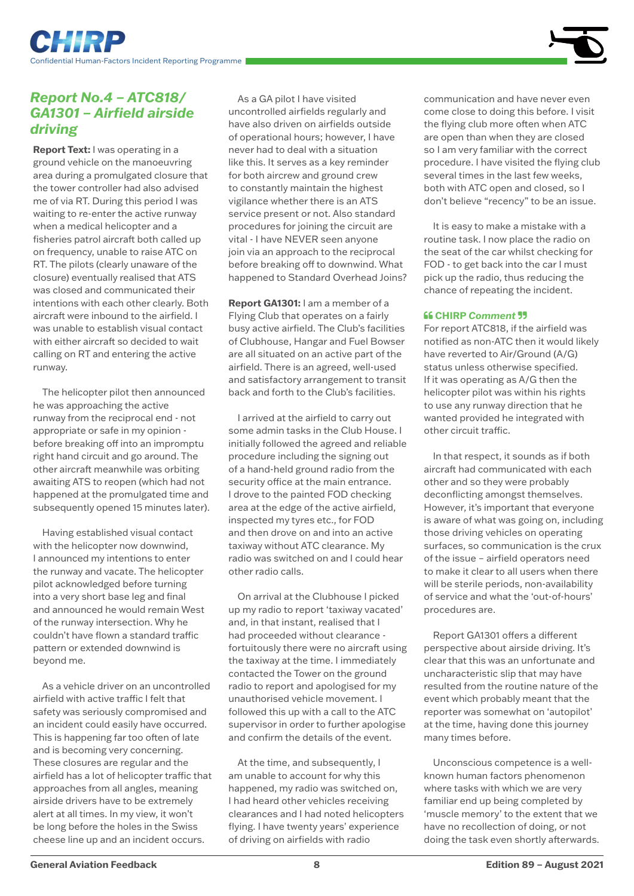## Report No.4 – ATC818/ GA1301 – Airfield airside driving

**Report Text:** I was operating in a ground vehicle on the manoeuvring area during a promulgated closure that the tower controller had also advised me of via RT. During this period I was waiting to re-enter the active runway when a medical helicopter and a fisheries patrol aircraft both called up on frequency, unable to raise ATC on RT. The pilots (clearly unaware of the closure) eventually realised that ATS was closed and communicated their intentions with each other clearly. Both aircraft were inbound to the airfield. I was unable to establish visual contact with either aircraft so decided to wait calling on RT and entering the active runway.

The helicopter pilot then announced he was approaching the active runway from the reciprocal end - not appropriate or safe in my opinion - before breaking off into an impromptu right hand circuit and go around. The other aircraft meanwhile was orbiting awaiting ATS to reopen (which had not happened at the promulgated time and subsequently opened 15 minutes later).

Having established visual contact with the helicopter now downwind, I announced my intentions to enter the runway and vacate. The helicopter pilot acknowledged before turning into a very short base leg and final and announced he would remain West of the runway intersection. Why he couldn't have flown a standard traffic pattern or extended downwind is beyond me.

As a vehicle driver on an uncontrolled airfield with active traffic I felt that safety was seriously compromised and an incident could easily have occurred. This is happening far too often of late and is becoming very concerning. These closures are regular and the airfield has a lot of helicopter traffic that approaches from all angles, meaning airside drivers have to be extremely alert at all times. In my view, it won't be long before the holes in the Swiss cheese line up and an incident occurs.

As a GA pilot I have visited uncontrolled airfields regularly and have also driven on airfields outside of operational hours; however, I have never had to deal with a situation like this. It serves as a key reminder for both aircrew and ground crew to constantly maintain the highest vigilance whether there is an ATS service present or not. Also standard procedures for joining the circuit are vital - I have NEVER seen anyone join via an approach to the reciprocal before breaking off to downwind. What happened to Standard Overhead Joins?

**Report GA1301:** I am a member of a Flying Club that operates on a fairly busy active airfield. The Club's facilities of Clubhouse, Hangar and Fuel Bowser are all situated on an active part of the airfield. There is an agreed, well-used and satisfactory arrangement to transit back and forth to the Club's facilities.

I arrived at the airfield to carry out some admin tasks in the Club House. I initially followed the agreed and reliable procedure including the signing out of a hand-held ground radio from the security office at the main entrance. I drove to the painted FOD checking area at the edge of the active airfield, inspected my tyres etc., for FOD and then drove on and into an active taxiway without ATC clearance. My radio was switched on and I could hear other radio calls.

On arrival at the Clubhouse I picked up my radio to report 'taxiway vacated' and, in that instant, realised that I had proceeded without clearance - fortuitously there were no aircraft using the taxiway at the time. I immediately contacted the Tower on the ground radio to report and apologised for my unauthorised vehicle movement. I followed this up with a call to the ATC supervisor in order to further apologise and confirm the details of the event.

At the time, and subsequently, I am unable to account for why this happened, my radio was switched on, I had heard other vehicles receiving clearances and I had noted helicopters flying. I have twenty years' experience of driving on airfields with radio communication and have never even come close to doing this before. I visit the flying club more often when ATC are open than when they are closed so I am very familiar with the correct procedure. I have visited the flying club several times in the last few weeks, both with ATC open and closed, so I don't believe "recency" to be an issue.

It is easy to make a mistake with a routine task. I now place the radio on the seat of the car whilst checking for FOD - to get back into the car I must pick up the radio, thus reducing the chance of repeating the incident.

### “ CHIRP *Comment* ”

For report ATC818, if the airfield was notified as non-ATC then it would likely have reverted to Air/Ground (A/G) status unless otherwise specified. If it was operating as A/G then the helicopter pilot was within his rights to use any runway direction that he wanted provided he integrated with other circuit traffic.

In that respect, it sounds as if both aircraft had communicated with each other and so they were probably deconflicting amongst themselves. However, it's important that everyone is aware of what was going on, including those driving vehicles on operating surfaces, so communication is the crux of the issue – airfield operators need to make it clear to all users when there will be sterile periods, non-availability of service and what the 'out-of-hours' procedures are.

Report GA1301 offers a different perspective about airside driving. It's clear that this was an unfortunate and uncharacteristic slip that may have resulted from the routine nature of the event which probably meant that the reporter was somewhat on 'autopilot' at the time, having done this journey many times before.

Unconscious competence is a well-known human factors phenomenon where tasks with which we are very familiar end up being completed by 'muscle memory' to the extent that we have no recollection of doing, or not doing the task even shortly afterwards.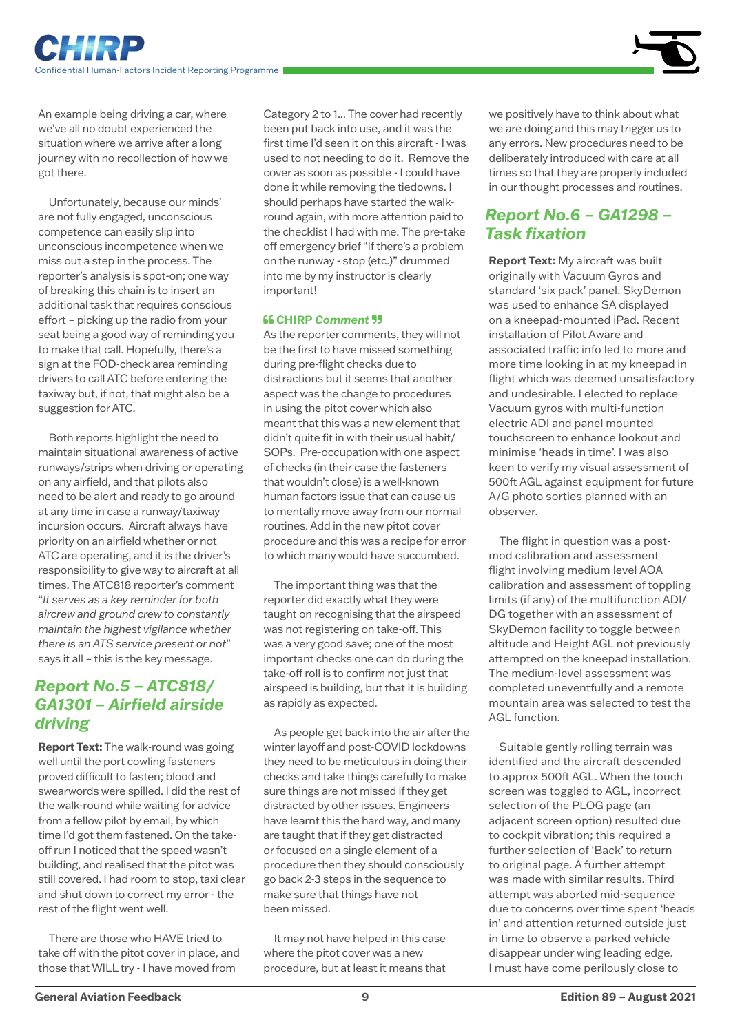An example being driving a car, where we've all no doubt experienced the situation where we arrive after a long journey with no recollection of how we got there.

Unfortunately, because our minds' are not fully engaged, unconscious competence can easily slip into unconscious incompetence when we miss out a step in the process. The reporter's analysis is spot-on; one way of breaking this chain is to insert an additional task that requires conscious effort – picking up the radio from your seat being a good way of reminding you to make that call. Hopefully, there's a sign at the FOD-check area reminding drivers to call ATC before entering the taxiway but, if not, that might also be a suggestion for ATC.

Both reports highlight the need to maintain situational awareness of active runways/strips when driving or operating on any airfield, and that pilots also need to be alert and ready to go around at any time in case a runway/taxiway incursion occurs. Aircraft always have priority on an airfield whether or not ATC are operating, and it is the driver's responsibility to give way to aircraft at all times. The ATC818 reporter's comment "*It serves as a key reminder for both aircrew and ground crew to constantly maintain the highest vigilance whether there is an ATS service present or not*" says it all – this is the key message.

## *Report No.5 – ATC818/ GA1301 – Airfield airside driving*

**Report Text:** The walk-round was going well until the port cowling fasteners proved difficult to fasten; blood and swearwords were spilled. I did the rest of the walk-round while waiting for advice from a fellow pilot by email, by which time I'd got them fastened. On the take-off run I noticed that the speed wasn't building, and realised that the pitot was still covered. I had room to stop, taxi clear and shut down to correct my error - the rest of the flight went well.

There are those who HAVE tried to take off with the pitot cover in place, and those that WILL try - I have moved from Category 2 to 1... The cover had recently been put back into use, and it was the first time I'd seen it on this aircraft - I was used to not needing to do it. Remove the cover as soon as possible - I could have done it while removing the tiedowns. I should perhaps have started the walk-round again, with more attention paid to the checklist I had with me. The pre-take off emergency brief "If there's a problem on the runway - stop (etc.)" drummed into me by my instructor is clearly important!

**CHIRP Comment**

As the reporter comments, they will not be the first to have missed something during pre-flight checks due to distractions but it seems that another aspect was the change to procedures in using the pitot cover which also meant that this was a new element that didn't quite fit in with their usual habit/ SOPs. Pre-occupation with one aspect of checks (in their case the fasteners that wouldn't close) is a well-known human factors issue that can cause us to mentally move away from our normal routines. Add in the new pitot cover procedure and this was a recipe for error to which many would have succumbed.

The important thing was that the reporter did exactly what they were taught on recognising that the airspeed was not registering on take-off. This was a very good save; one of the most important checks one can do during the take-off roll is to confirm not just that airspeed is building, but that it is building as rapidly as expected.

As people get back into the air after the winter layoff and post-COVID lockdowns they need to be meticulous in doing their checks and take things carefully to make sure things are not missed if they get distracted by other issues. Engineers have learnt this the hard way, and many are taught that if they get distracted or focused on a single element of a procedure then they should consciously go back 2-3 steps in the sequence to make sure that things have not been missed.

It may not have helped in this case where the pitot cover was a new procedure, but at least it means that we positively have to think about what we are doing and this may trigger us to any errors. New procedures need to be deliberately introduced with care at all times so that they are properly included in our thought processes and routines.

## *Report No.6 – GA1298 – Task fixation*

**Report Text:** My aircraft was built originally with Vacuum Gyros and standard 'six pack' panel. SkyDemon was used to enhance SA displayed on a kneepad-mounted iPad. Recent installation of Pilot Aware and associated traffic info led to more and more time looking in at my kneepad in flight which was deemed unsatisfactory and undesirable. I elected to replace Vacuum gyros with multi-function electric ADI and panel mounted touchscreen to enhance lookout and minimise 'heads in time'. I was also keen to verify my visual assessment of 500ft AGL against equipment for future A/G photo sorties planned with an observer.

The flight in question was a post-mod calibration and assessment flight involving medium level AOA calibration and assessment of toppling limits (if any) of the multifunction ADI/ DG together with an assessment of SkyDemon facility to toggle between altitude and Height AGL not previously attempted on the kneepad installation. The medium-level assessment was completed uneventfully and a remote mountain area was selected to test the AGL function.

Suitable gently rolling terrain was identified and the aircraft descended to approx 500ft AGL. When the touch screen was toggled to AGL, incorrect selection of the PLOG page (an adjacent screen option) resulted due to cockpit vibration; this required a further selection of 'Back' to return to original page. A further attempt was made with similar results. Third attempt was aborted mid-sequence due to concerns over time spent 'heads in' and attention returned outside just in time to observe a parked vehicle disappear under wing leading edge. I must have come perilously close to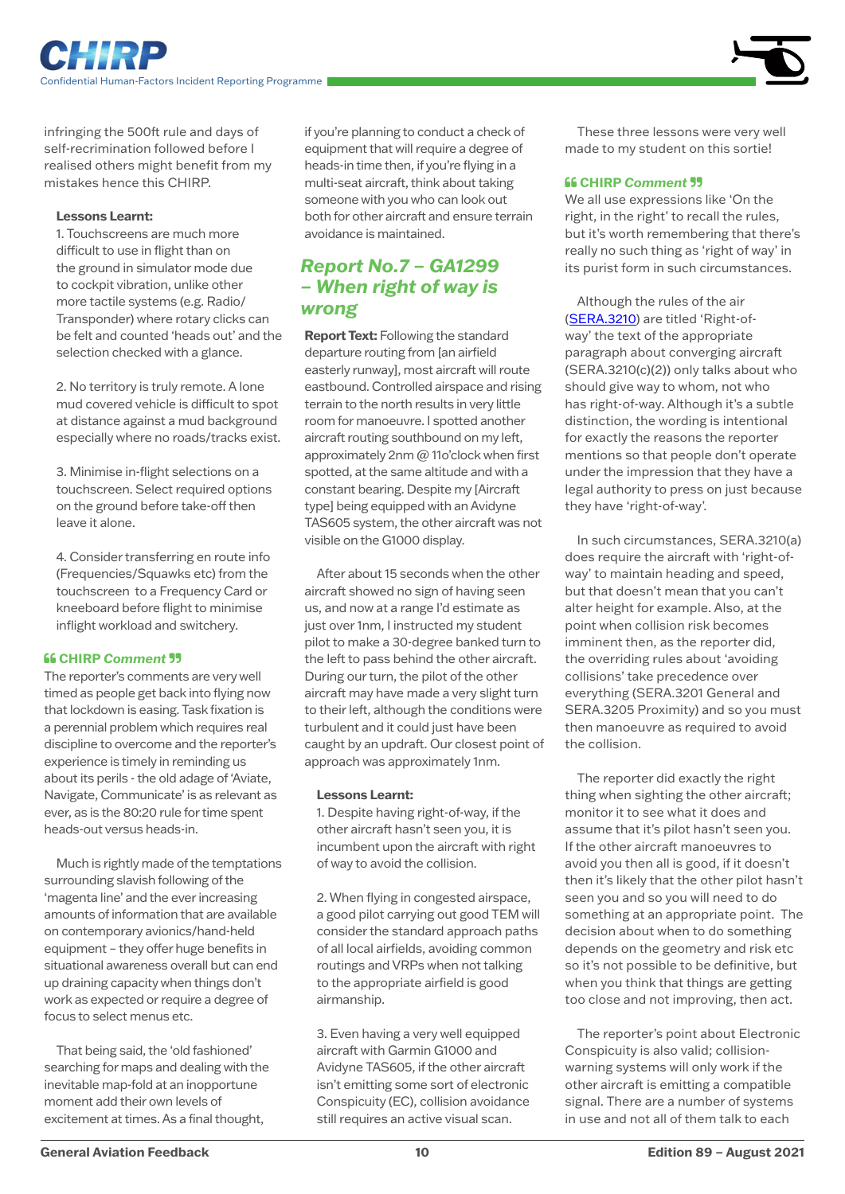infringing the 500ft rule and days of self-recrimination followed before I realised others might benefit from my mistakes hence this CHIRP.

**Lessons Learnt:**

1. Touchscreens are much more difficult to use in flight than on the ground in simulator mode due to cockpit vibration, unlike other more tactile systems (e.g. Radio/Transponder) where rotary clicks can be felt and counted 'heads out' and the selection checked with a glance.

2. No territory is truly remote. A lone mud covered vehicle is difficult to spot at distance against a mud background especially where no roads/tracks exist.

3. Minimise in-flight selections on a touchscreen. Select required options on the ground before take-off then leave it alone.

4. Consider transferring en route info (Frequencies/Squawks etc) from the touchscreen to a Frequency Card or kneeboard before flight to minimise inflight workload and switchery.

**❝ CHIRP *Comment* ❞**

The reporter's comments are very well timed as people get back into flying now that lockdown is easing. Task fixation is a perennial problem which requires real discipline to overcome and the reporter's experience is timely in reminding us about its perils - the old adage of 'Aviate, Navigate, Communicate' is as relevant as ever, as is the 80:20 rule for time spent heads-out versus heads-in.

Much is rightly made of the temptations surrounding slavish following of the 'magenta line' and the ever increasing amounts of information that are available on contemporary avionics/hand-held equipment – they offer huge benefits in situational awareness overall but can end up draining capacity when things don't work as expected or require a degree of focus to select menus etc.

That being said, the 'old fashioned' searching for maps and dealing with the inevitable map-fold at an inopportune moment add their own levels of excitement at times. As a final thought, if you're planning to conduct a check of equipment that will require a degree of heads-in time then, if you're flying in a multi-seat aircraft, think about taking someone with you who can look out both for other aircraft and ensure terrain avoidance is maintained.

## *Report No.7 – GA1299 – When right of way is wrong*

**Report Text:** Following the standard departure routing from [an airfield easterly runway], most aircraft will route eastbound. Controlled airspace and rising terrain to the north results in very little room for manoeuvre. I spotted another aircraft routing southbound on my left, approximately 2nm @ 11o'clock when first spotted, at the same altitude and with a constant bearing. Despite my [Aircraft type] being equipped with an Avidyne TAS605 system, the other aircraft was not visible on the G1000 display.

After about 15 seconds when the other aircraft showed no sign of having seen us, and now at a range I'd estimate as just over 1nm, I instructed my student pilot to make a 30-degree banked turn to the left to pass behind the other aircraft. During our turn, the pilot of the other aircraft may have made a very slight turn to their left, although the conditions were turbulent and it could just have been caught by an updraft. Our closest point of approach was approximately 1nm.

**Lessons Learnt:**

1. Despite having right-of-way, if the other aircraft hasn't seen you, it is incumbent upon the aircraft with right of way to avoid the collision.

2. When flying in congested airspace, a good pilot carrying out good TEM will consider the standard approach paths of all local airfields, avoiding common routings and VRPs when not talking to the appropriate airfield is good airmanship.

3. Even having a very well equipped aircraft with Garmin G1000 and Avidyne TAS605, if the other aircraft isn't emitting some sort of electronic Conspicuity (EC), collision avoidance still requires an active visual scan.

These three lessons were very well made to my student on this sortie!

**❝ CHIRP *Comment* ❞**

We all use expressions like 'On the right, in the right' to recall the rules, but it's worth remembering that there's really no such thing as 'right of way' in its purist form in such circumstances.

Although the rules of the air (SERA.3210) are titled 'Right-of-way' the text of the appropriate paragraph about converging aircraft (SERA.3210(c)(2)) only talks about who should give way to whom, not who has right-of-way. Although it's a subtle distinction, the wording is intentional for exactly the reasons the reporter mentions so that people don't operate under the impression that they have a legal authority to press on just because they have 'right-of-way'.

In such circumstances, SERA.3210(a) does require the aircraft with 'right-of-way' to maintain heading and speed, but that doesn't mean that you can't alter height for example. Also, at the point when collision risk becomes imminent then, as the reporter did, the overriding rules about 'avoiding collisions' take precedence over everything (SERA.3201 General and SERA.3205 Proximity) and so you must then manoeuvre as required to avoid the collision.

The reporter did exactly the right thing when sighting the other aircraft; monitor it to see what it does and assume that it's pilot hasn't seen you. If the other aircraft manoeuvres to avoid you then all is good, if it doesn't then it's likely that the other pilot hasn't seen you and so you will need to do something at an appropriate point. The decision about when to do something depends on the geometry and risk etc so it's not possible to be definitive, but when you think that things are getting too close and not improving, then act.

The reporter's point about Electronic Conspicuity is also valid; collision-warning systems will only work if the other aircraft is emitting a compatible signal. There are a number of systems in use and not all of them talk to each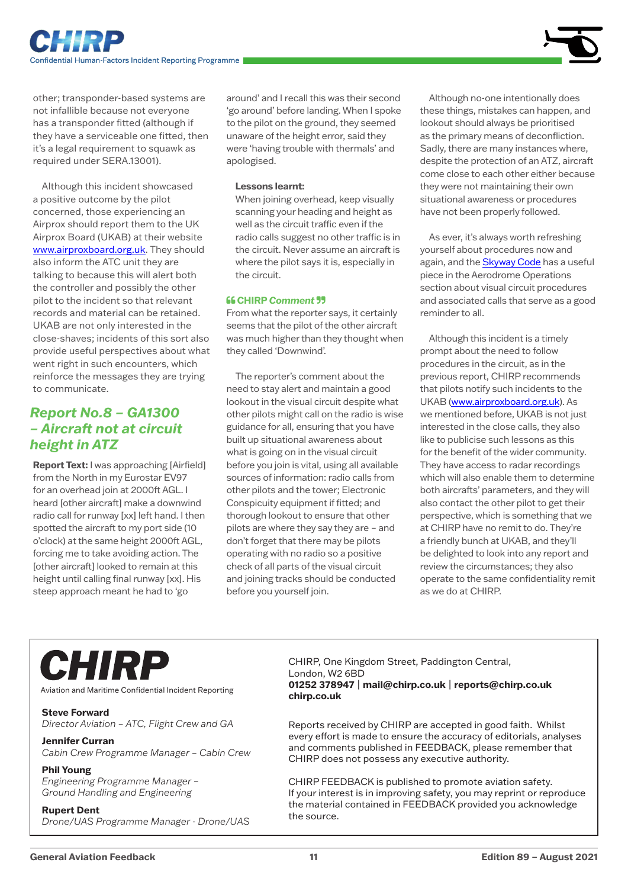other; transponder-based systems are not infallible because not everyone has a transponder fitted (although if they have a serviceable one fitted, then it's a legal requirement to squawk as required under SERA.13001).

Although this incident showcased a positive outcome by the pilot concerned, those experiencing an Airprox should report them to the UK Airprox Board (UKAB) at their website www.airproxboard.org.uk. They should also inform the ATC unit they are talking to because this will alert both the controller and possibly the other pilot to the incident so that relevant records and material can be retained. UKAB are not only interested in the close-shaves; incidents of this sort also provide useful perspectives about what went right in such encounters, which reinforce the messages they are trying to communicate.

## *Report No.8 – GA1300 – Aircraft not at circuit height in ATZ*

**Report Text:** I was approaching [Airfield] from the North in my Eurostar EV97 for an overhead join at 2000ft AGL. I heard [other aircraft] make a downwind radio call for runway [xx] left hand. I then spotted the aircraft to my port side (10 o'clock) at the same height 2000ft AGL, forcing me to take avoiding action. The [other aircraft] looked to remain at this height until calling final runway [xx]. His steep approach meant he had to 'go around' and I recall this was their second 'go around' before landing. When I spoke to the pilot on the ground, they seemed unaware of the height error, said they were 'having trouble with thermals' and apologised.

**Lessons learnt:**

When joining overhead, keep visually scanning your heading and height as well as the circuit traffic even if the radio calls suggest no other traffic is in the circuit. Never assume an aircraft is where the pilot says it is, especially in the circuit.

**"CHIRP *Comment*"**

From what the reporter says, it certainly seems that the pilot of the other aircraft was much higher than they thought when they called 'Downwind'.

The reporter's comment about the need to stay alert and maintain a good lookout in the visual circuit despite what other pilots might call on the radio is wise guidance for all, ensuring that you have built up situational awareness about what is going on in the visual circuit before you join is vital, using all available sources of information: radio calls from other pilots and the tower; Electronic Conspicuity equipment if fitted; and thorough lookout to ensure that other pilots are where they say they are – and don't forget that there may be pilots operating with no radio so a positive check of all parts of the visual circuit and joining tracks should be conducted before you yourself join.

Although no-one intentionally does these things, mistakes can happen, and lookout should always be prioritised as the primary means of deconfliction. Sadly, there are many instances where, despite the protection of an ATZ, aircraft come close to each other either because they were not maintaining their own situational awareness or procedures have not been properly followed.

As ever, it's always worth refreshing yourself about procedures now and again, and the Skyway Code has a useful piece in the Aerodrome Operations section about visual circuit procedures and associated calls that serve as a good reminder to all.

Although this incident is a timely prompt about the need to follow procedures in the circuit, as in the previous report, CHIRP recommends that pilots notify such incidents to the UKAB (www.airproxboard.org.uk). As we mentioned before, UKAB is not just interested in the close calls, they also like to publicise such lessons as this for the benefit of the wider community. They have access to radar recordings which will also enable them to determine both aircrafts' parameters, and they will also contact the other pilot to get their perspective, which is something that we at CHIRP have no remit to do. They're a friendly bunch at UKAB, and they'll be delighted to look into any report and review the circumstances; they also operate to the same confidentiality remit as we do at CHIRP.

---

**CHIRP**
Aviation and Maritime Confidential Incident Reporting

**Steve Forward**
*Director Aviation – ATC, Flight Crew and GA*

**Jennifer Curran**
*Cabin Crew Programme Manager – Cabin Crew*

**Phil Young**
*Engineering Programme Manager – Ground Handling and Engineering*

**Rupert Dent**
*Drone/UAS Programme Manager - Drone/UAS*

CHIRP, One Kingdom Street, Paddington Central, London, W2 6BD
**01252 378947 | mail@chirp.co.uk | reports@chirp.co.uk**
**chirp.co.uk**

Reports received by CHIRP are accepted in good faith. Whilst every effort is made to ensure the accuracy of editorials, analyses and comments published in FEEDBACK, please remember that CHIRP does not possess any executive authority.

CHIRP FEEDBACK is published to promote aviation safety. If your interest is in improving safety, you may reprint or reproduce the material contained in FEEDBACK provided you acknowledge the source.